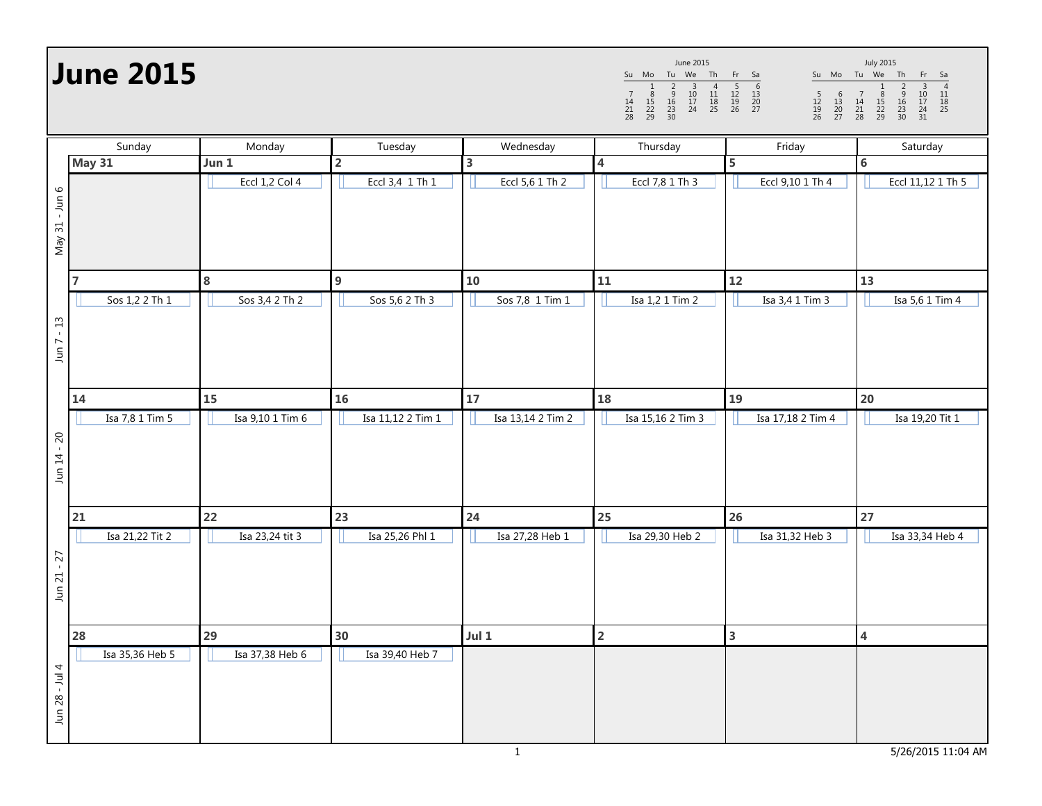# June 2015

| June 2015 | | | | | | |
|---|---|---|---|---|---|---|
| Su | Mo | Tu | We | Th | Fr | Sa |
| | 1 | 2 | 3 | 4 | 5 | 6 |
| 7 | 8 | 9 | 10 | 11 | 12 | 13 |
| 14 | 15 | 16 | 17 | 18 | 19 | 20 |
| 21 | 22 | 23 | 24 | 25 | 26 | 27 |
| 28 | 29 | 30 | | | | |

| July 2015 | | | | | | |
|---|---|---|---|---|---|---|
| Su | Mo | Tu | We | Th | Fr | Sa |
| | | | 1 | 2 | 3 | 4 |
| 5 | 6 | 7 | 8 | 9 | 10 | 11 |
| 12 | 13 | 14 | 15 | 16 | 17 | 18 |
| 19 | 20 | 21 | 22 | 23 | 24 | 25 |
| 26 | 27 | 28 | 29 | 30 | 31 | |

| Week | Sunday | Monday | Tuesday | Wednesday | Thursday | Friday | Saturday |
|---|---|---|---|---|---|---|---|
| May 31 - Jun 6 | May 31 | Jun 1 | 2 | 3 | 4 | 5 | 6 |
| | | Eccl 1,2 Col 4 | Eccl 3,4 1 Th 1 | Eccl 5,6 1 Th 2 | Eccl 7,8 1 Th 3 | Eccl 9,10 1 Th 4 | Eccl 11,12 1 Th 5 |
| Jun 7 - 13 | 7 | 8 | 9 | 10 | 11 | 12 | 13 |
| | Sos 1,2 2 Th 1 | Sos 3,4 2 Th 2 | Sos 5,6 2 Th 3 | Sos 7,8 1 Tim 1 | Isa 1,2 1 Tim 2 | Isa 3,4 1 Tim 3 | Isa 5,6 1 Tim 4 |
| Jun 14 - 20 | 14 | 15 | 16 | 17 | 18 | 19 | 20 |
| | Isa 7,8 1 Tim 5 | Isa 9,10 1 Tim 6 | Isa 11,12 2 Tim 1 | Isa 13,14 2 Tim 2 | Isa 15,16 2 Tim 3 | Isa 17,18 2 Tim 4 | Isa 19,20 Tit 1 |
| Jun 21 - 27 | 21 | 22 | 23 | 24 | 25 | 26 | 27 |
| | Isa 21,22 Tit 2 | Isa 23,24 tit 3 | Isa 25,26 Phl 1 | Isa 27,28 Heb 1 | Isa 29,30 Heb 2 | Isa 31,32 Heb 3 | Isa 33,34 Heb 4 |
| Jun 28 - Jul 4 | 28 | 29 | 30 | Jul 1 | 2 | 3 | 4 |
| | Isa 35,36 Heb 5 | Isa 37,38 Heb 6 | Isa 39,40 Heb 7 | | | | |

5/26/2015 11:04 AM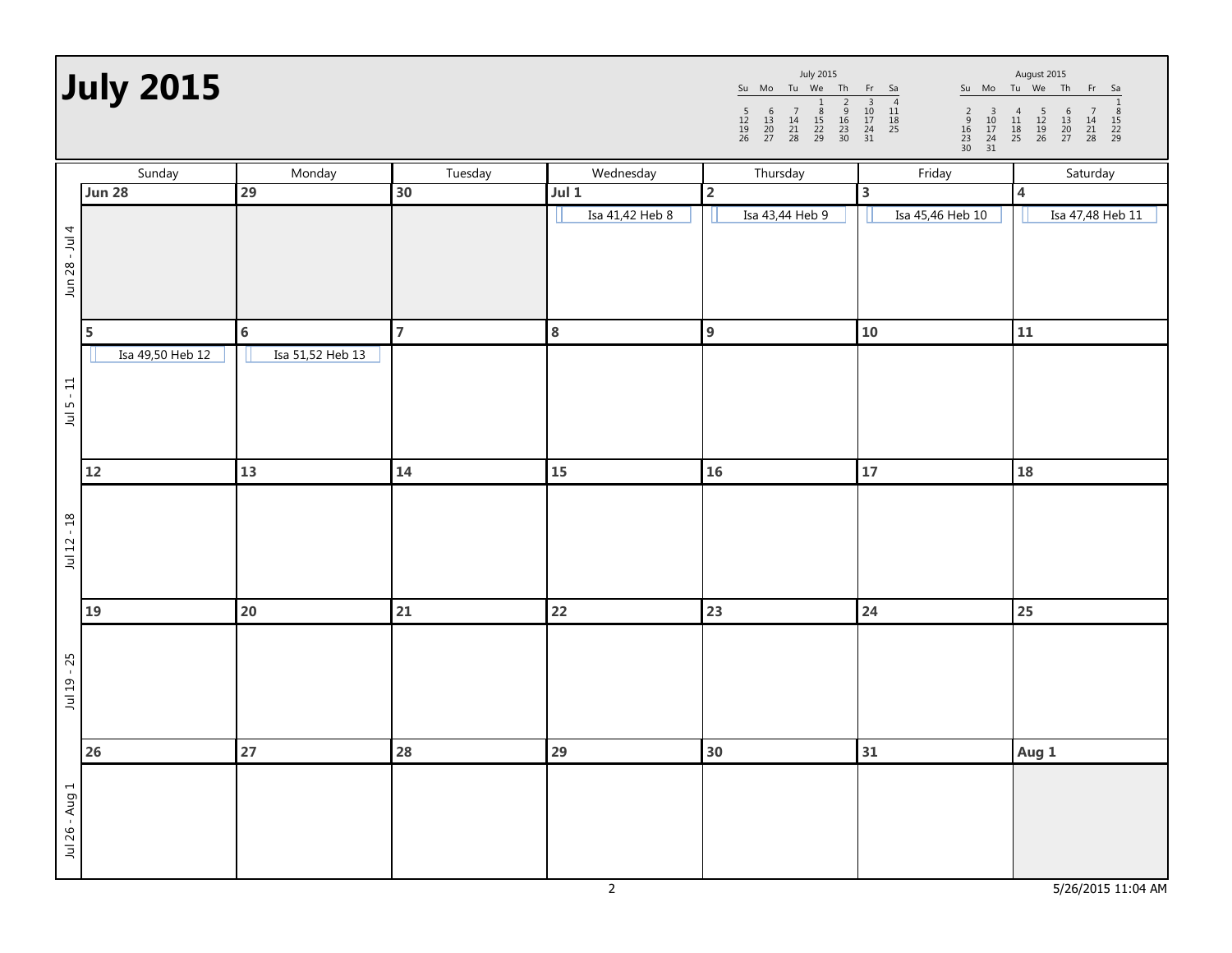# July 2015

**July 2015**

| Su | Mo | Tu | We | Th | Fr | Sa |
|---|---|---|---|---|---|---|
| | | | 1 | 2 | 3 | 4 |
| 5 | 6 | 7 | 8 | 9 | 10 | 11 |
| 12 | 13 | 14 | 15 | 16 | 17 | 18 |
| 19 | 20 | 21 | 22 | 23 | 24 | 25 |
| 26 | 27 | 28 | 29 | 30 | 31 | |

**August 2015**

| Su | Mo | Tu | We | Th | Fr | Sa |
|---|---|---|---|---|---|---|
| | | | | | | 1 |
| 2 | 3 | 4 | 5 | 6 | 7 | 8 |
| 9 | 10 | 11 | 12 | 13 | 14 | 15 |
| 16 | 17 | 18 | 19 | 20 | 21 | 22 |
| 23 | 24 | 25 | 26 | 27 | 28 | 29 |
| 30 | 31 | | | | | |

| | Sunday | Monday | Tuesday | Wednesday | Thursday | Friday | Saturday |
|---|---|---|---|---|---|---|---|
| Jun 28 - Jul 4 | Jun 28 | 29 | 30 | Jul 1<br>Isa 41,42 Heb 8 | 2<br>Isa 43,44 Heb 9 | 3<br>Isa 45,46 Heb 10 | 4<br>Isa 47,48 Heb 11 |
| Jul 5 - 11 | 5<br>Isa 49,50 Heb 12 | 6<br>Isa 51,52 Heb 13 | 7 | 8 | 9 | 10 | 11 |
| Jul 12 - 18 | 12 | 13 | 14 | 15 | 16 | 17 | 18 |
| Jul 19 - 25 | 19 | 20 | 21 | 22 | 23 | 24 | 25 |
| Jul 26 - Aug 1 | 26 | 27 | 28 | 29 | 30 | 31 | Aug 1 |

5/26/2015 11:04 AM